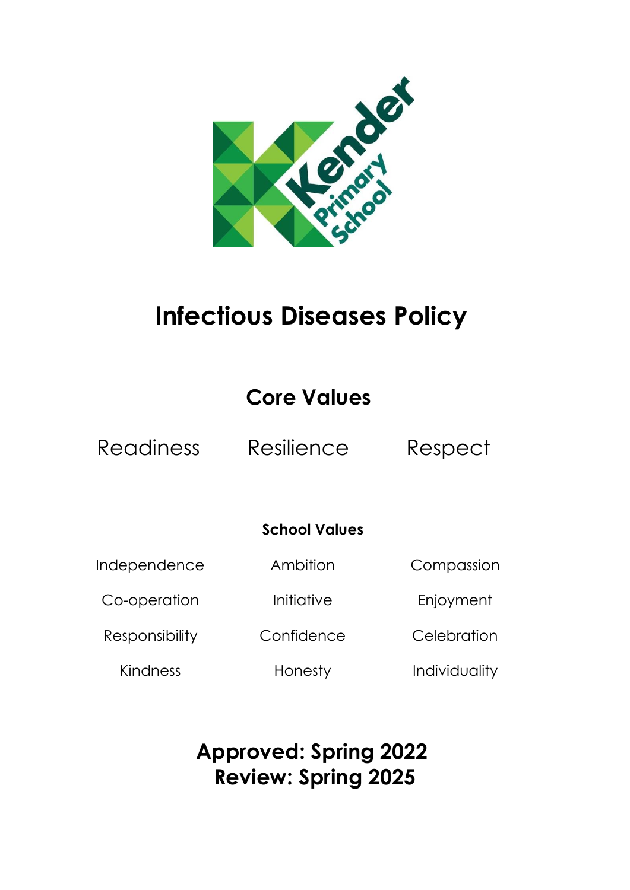Kender Primary School

# Infectious Diseases Policy

## Core Values

| Readiness | Resilience | Respect |
|---|---|---|

### School Values

| Independence | Ambition | Compassion |
|---|---|---|
| Co-operation | Initiative | Enjoyment |
| Responsibility | Confidence | Celebration |
| Kindness | Honesty | Individuality |

**Approved: Spring 2022**
**Review: Spring 2025**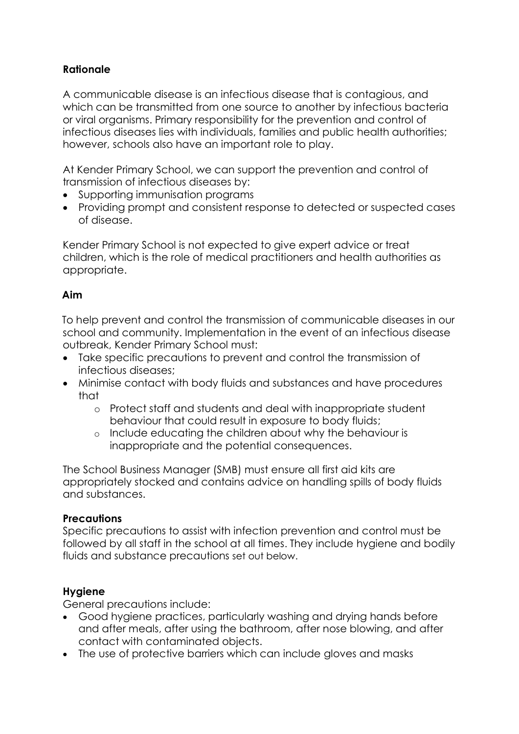**Rationale**

A communicable disease is an infectious disease that is contagious, and which can be transmitted from one source to another by infectious bacteria or viral organisms. Primary responsibility for the prevention and control of infectious diseases lies with individuals, families and public health authorities; however, schools also have an important role to play.

At Kender Primary School, we can support the prevention and control of transmission of infectious diseases by:

- Supporting immunisation programs
- Providing prompt and consistent response to detected or suspected cases of disease.

Kender Primary School is not expected to give expert advice or treat children, which is the role of medical practitioners and health authorities as appropriate.

**Aim**

To help prevent and control the transmission of communicable diseases in our school and community. Implementation in the event of an infectious disease outbreak, Kender Primary School must:

- Take specific precautions to prevent and control the transmission of infectious diseases;
- Minimise contact with body fluids and substances and have procedures that
  - Protect staff and students and deal with inappropriate student behaviour that could result in exposure to body fluids;
  - Include educating the children about why the behaviour is inappropriate and the potential consequences.

The School Business Manager (SMB) must ensure all first aid kits are appropriately stocked and contains advice on handling spills of body fluids and substances.

**Precautions**

Specific precautions to assist with infection prevention and control must be followed by all staff in the school at all times. They include hygiene and bodily fluids and substance precautions set out below.

**Hygiene**

General precautions include:

- Good hygiene practices, particularly washing and drying hands before and after meals, after using the bathroom, after nose blowing, and after contact with contaminated objects.
- The use of protective barriers which can include gloves and masks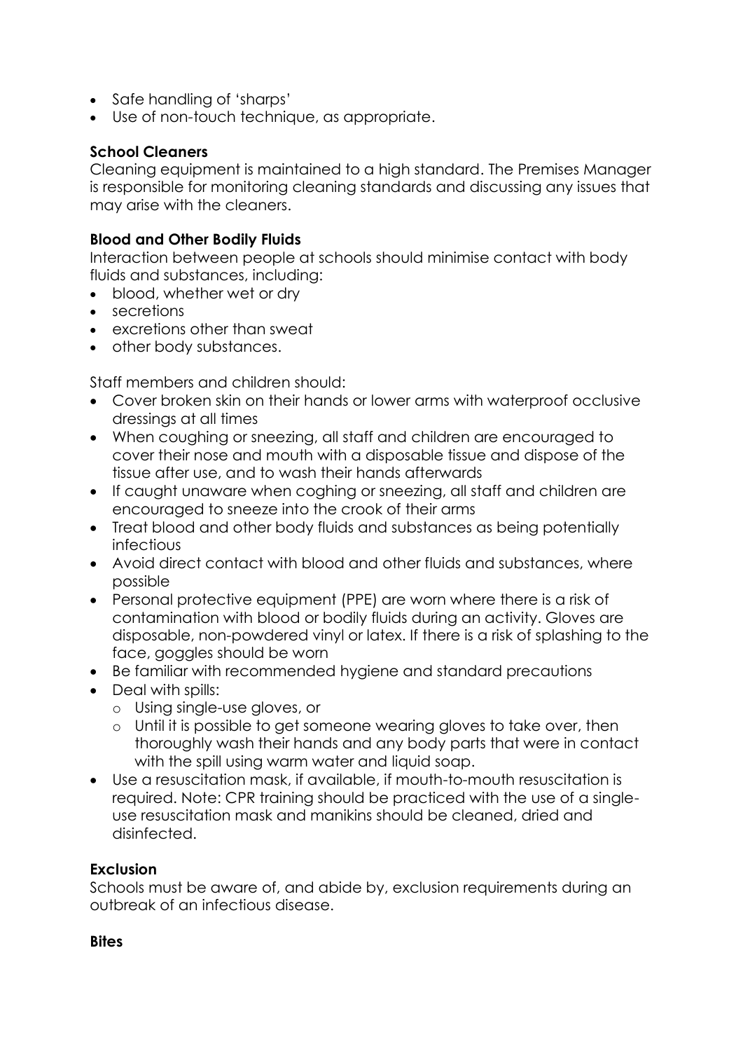- Safe handling of 'sharps'
- Use of non-touch technique, as appropriate.

**School Cleaners**

Cleaning equipment is maintained to a high standard. The Premises Manager is responsible for monitoring cleaning standards and discussing any issues that may arise with the cleaners.

**Blood and Other Bodily Fluids**

Interaction between people at schools should minimise contact with body fluids and substances, including:

- blood, whether wet or dry
- secretions
- excretions other than sweat
- other body substances.

Staff members and children should:

- Cover broken skin on their hands or lower arms with waterproof occlusive dressings at all times
- When coughing or sneezing, all staff and children are encouraged to cover their nose and mouth with a disposable tissue and dispose of the tissue after use, and to wash their hands afterwards
- If caught unaware when coghing or sneezing, all staff and children are encouraged to sneeze into the crook of their arms
- Treat blood and other body fluids and substances as being potentially infectious
- Avoid direct contact with blood and other fluids and substances, where possible
- Personal protective equipment (PPE) are worn where there is a risk of contamination with blood or bodily fluids during an activity. Gloves are disposable, non-powdered vinyl or latex. If there is a risk of splashing to the face, goggles should be worn
- Be familiar with recommended hygiene and standard precautions
- Deal with spills:
  - Using single-use gloves, or
  - Until it is possible to get someone wearing gloves to take over, then thoroughly wash their hands and any body parts that were in contact with the spill using warm water and liquid soap.
- Use a resuscitation mask, if available, if mouth-to-mouth resuscitation is required. Note: CPR training should be practiced with the use of a single-use resuscitation mask and manikins should be cleaned, dried and disinfected.

**Exclusion**

Schools must be aware of, and abide by, exclusion requirements during an outbreak of an infectious disease.

**Bites**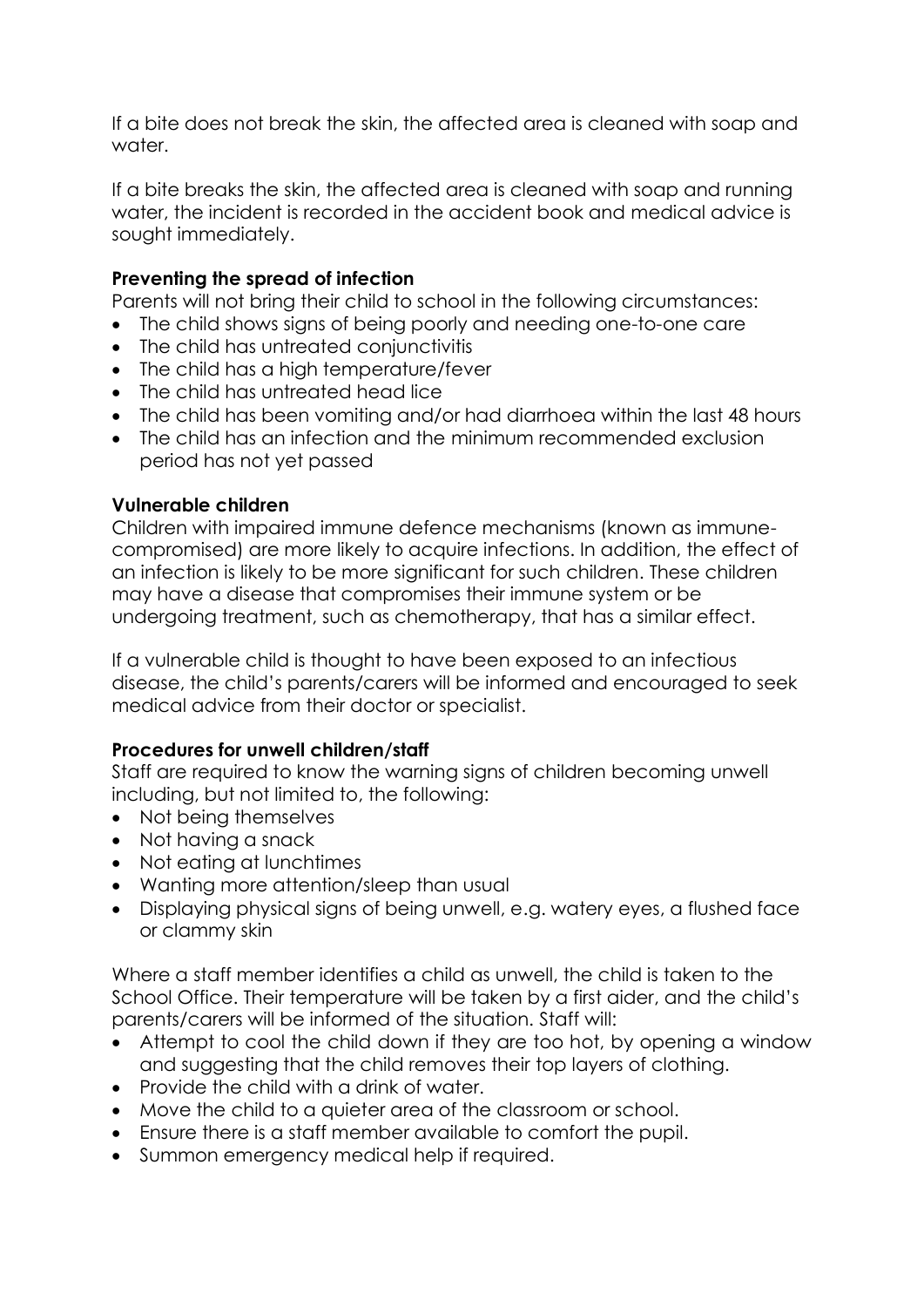If a bite does not break the skin, the affected area is cleaned with soap and water.

If a bite breaks the skin, the affected area is cleaned with soap and running water, the incident is recorded in the accident book and medical advice is sought immediately.

**Preventing the spread of infection**

Parents will not bring their child to school in the following circumstances:

- The child shows signs of being poorly and needing one-to-one care
- The child has untreated conjunctivitis
- The child has a high temperature/fever
- The child has untreated head lice
- The child has been vomiting and/or had diarrhoea within the last 48 hours
- The child has an infection and the minimum recommended exclusion period has not yet passed

**Vulnerable children**

Children with impaired immune defence mechanisms (known as immune-compromised) are more likely to acquire infections. In addition, the effect of an infection is likely to be more significant for such children. These children may have a disease that compromises their immune system or be undergoing treatment, such as chemotherapy, that has a similar effect.

If a vulnerable child is thought to have been exposed to an infectious disease, the child's parents/carers will be informed and encouraged to seek medical advice from their doctor or specialist.

**Procedures for unwell children/staff**

Staff are required to know the warning signs of children becoming unwell including, but not limited to, the following:

- Not being themselves
- Not having a snack
- Not eating at lunchtimes
- Wanting more attention/sleep than usual
- Displaying physical signs of being unwell, e.g. watery eyes, a flushed face or clammy skin

Where a staff member identifies a child as unwell, the child is taken to the School Office. Their temperature will be taken by a first aider, and the child's parents/carers will be informed of the situation. Staff will:

- Attempt to cool the child down if they are too hot, by opening a window and suggesting that the child removes their top layers of clothing.
- Provide the child with a drink of water.
- Move the child to a quieter area of the classroom or school.
- Ensure there is a staff member available to comfort the pupil.
- Summon emergency medical help if required.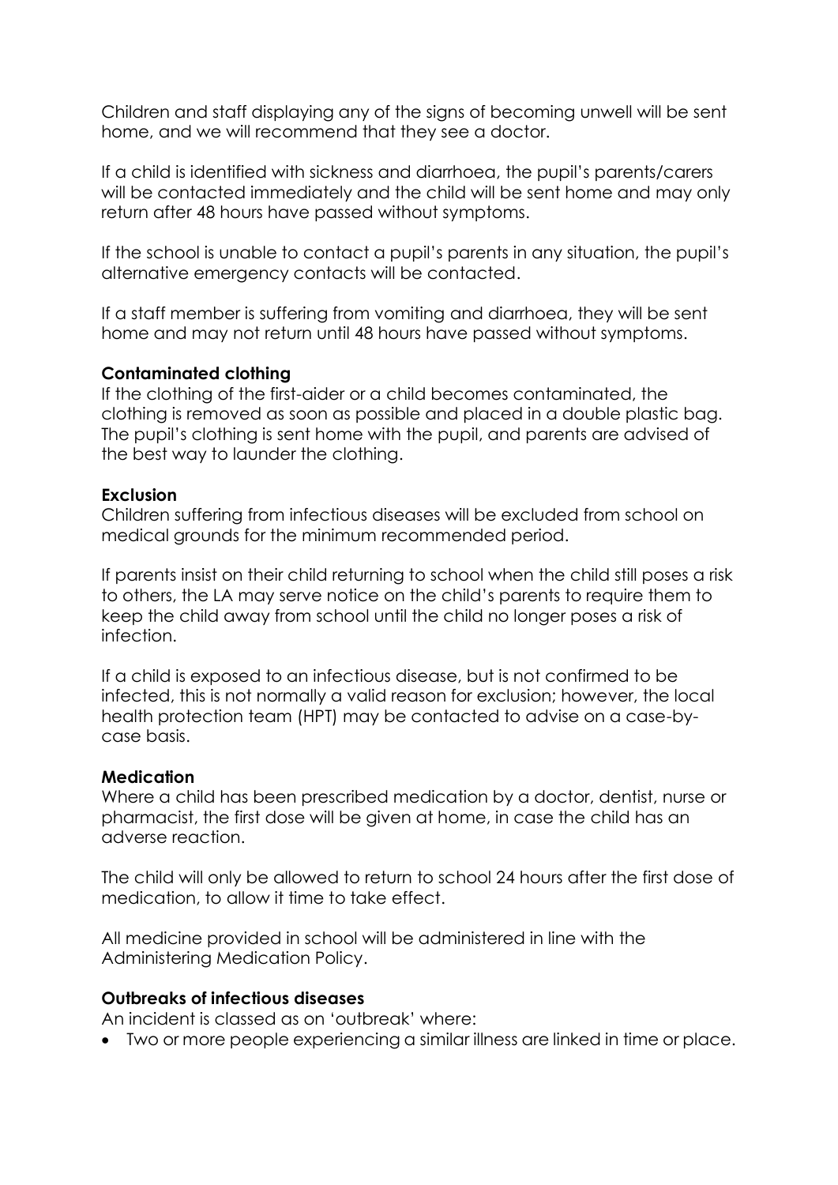Children and staff displaying any of the signs of becoming unwell will be sent home, and we will recommend that they see a doctor.

If a child is identified with sickness and diarrhoea, the pupil's parents/carers will be contacted immediately and the child will be sent home and may only return after 48 hours have passed without symptoms.

If the school is unable to contact a pupil's parents in any situation, the pupil's alternative emergency contacts will be contacted.

If a staff member is suffering from vomiting and diarrhoea, they will be sent home and may not return until 48 hours have passed without symptoms.

**Contaminated clothing**

If the clothing of the first-aider or a child becomes contaminated, the clothing is removed as soon as possible and placed in a double plastic bag. The pupil's clothing is sent home with the pupil, and parents are advised of the best way to launder the clothing.

**Exclusion**

Children suffering from infectious diseases will be excluded from school on medical grounds for the minimum recommended period.

If parents insist on their child returning to school when the child still poses a risk to others, the LA may serve notice on the child's parents to require them to keep the child away from school until the child no longer poses a risk of infection.

If a child is exposed to an infectious disease, but is not confirmed to be infected, this is not normally a valid reason for exclusion; however, the local health protection team (HPT) may be contacted to advise on a case-by-case basis.

**Medication**

Where a child has been prescribed medication by a doctor, dentist, nurse or pharmacist, the first dose will be given at home, in case the child has an adverse reaction.

The child will only be allowed to return to school 24 hours after the first dose of medication, to allow it time to take effect.

All medicine provided in school will be administered in line with the Administering Medication Policy.

**Outbreaks of infectious diseases**

An incident is classed as on 'outbreak' where:

- Two or more people experiencing a similar illness are linked in time or place.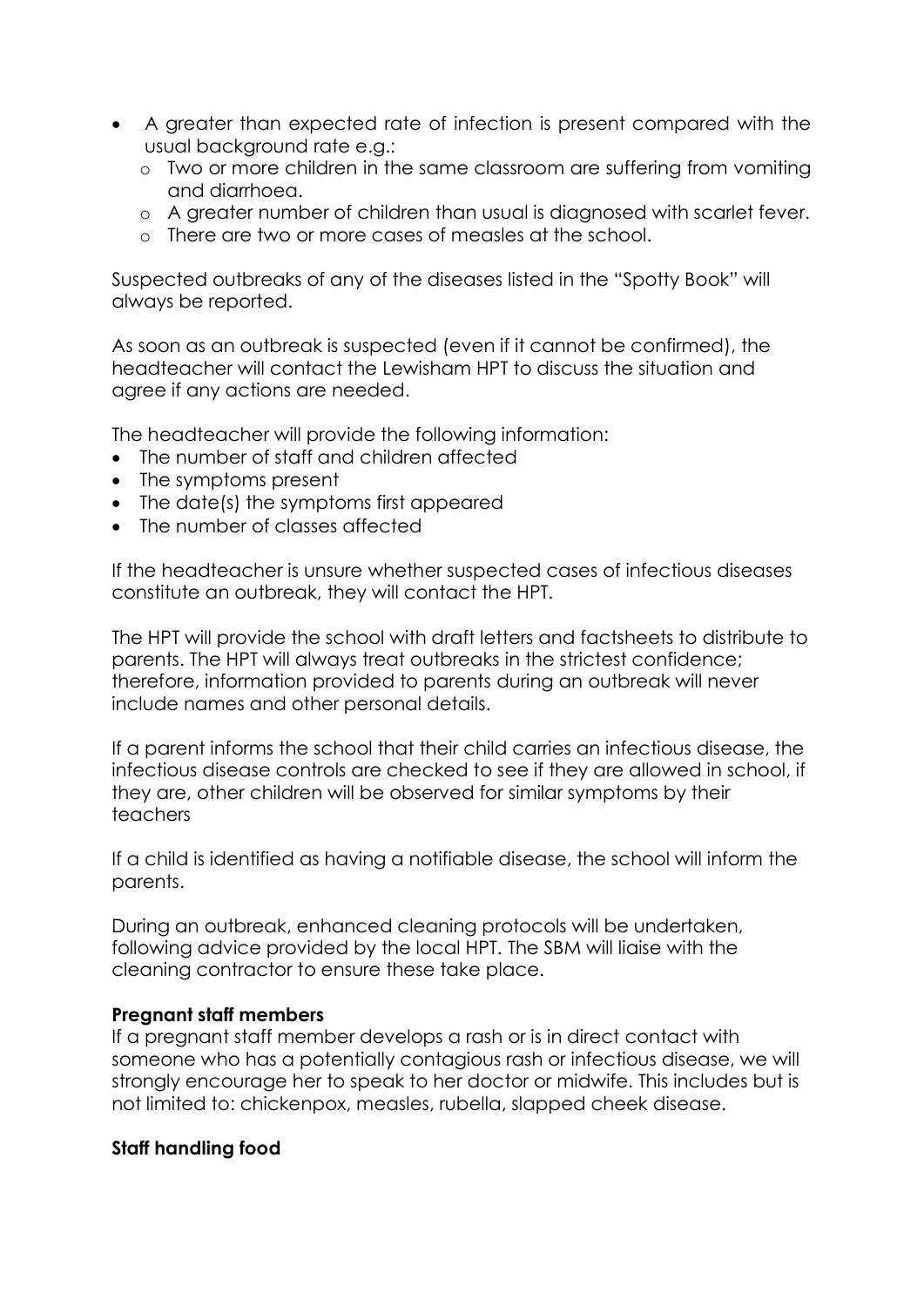- A greater than expected rate of infection is present compared with the usual background rate e.g.:
  - Two or more children in the same classroom are suffering from vomiting and diarrhoea.
  - A greater number of children than usual is diagnosed with scarlet fever.
  - There are two or more cases of measles at the school.

Suspected outbreaks of any of the diseases listed in the “Spotty Book” will always be reported.

As soon as an outbreak is suspected (even if it cannot be confirmed), the headteacher will contact the Lewisham HPT to discuss the situation and agree if any actions are needed.

The headteacher will provide the following information:

- The number of staff and children affected
- The symptoms present
- The date(s) the symptoms first appeared
- The number of classes affected

If the headteacher is unsure whether suspected cases of infectious diseases constitute an outbreak, they will contact the HPT.

The HPT will provide the school with draft letters and factsheets to distribute to parents. The HPT will always treat outbreaks in the strictest confidence; therefore, information provided to parents during an outbreak will never include names and other personal details.

If a parent informs the school that their child carries an infectious disease, the infectious disease controls are checked to see if they are allowed in school, if they are, other children will be observed for similar symptoms by their teachers

If a child is identified as having a notifiable disease, the school will inform the parents.

During an outbreak, enhanced cleaning protocols will be undertaken, following advice provided by the local HPT. The SBM will liaise with the cleaning contractor to ensure these take place.

**Pregnant staff members**

If a pregnant staff member develops a rash or is in direct contact with someone who has a potentially contagious rash or infectious disease, we will strongly encourage her to speak to her doctor or midwife. This includes but is not limited to: chickenpox, measles, rubella, slapped cheek disease.

**Staff handling food**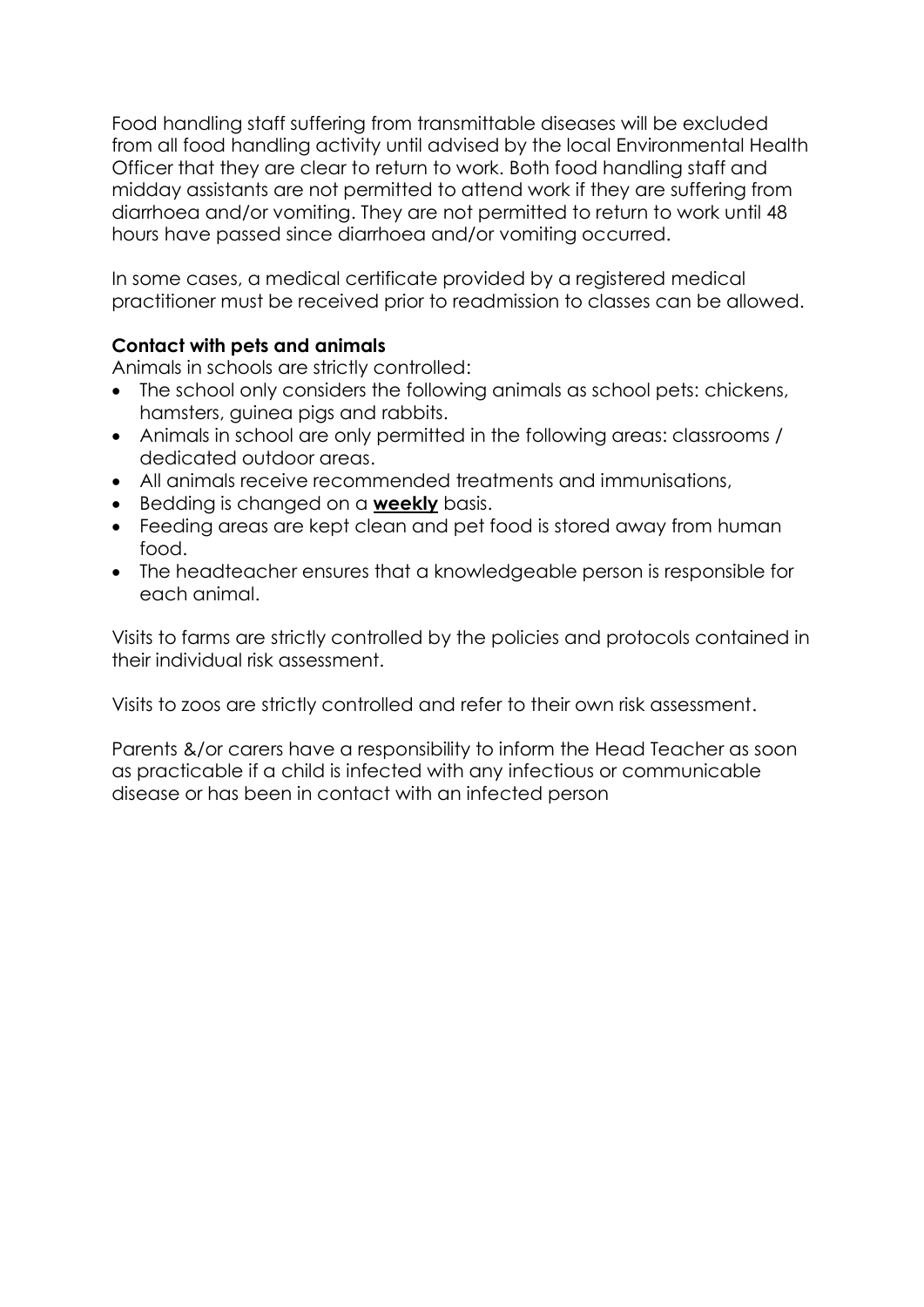Food handling staff suffering from transmittable diseases will be excluded from all food handling activity until advised by the local Environmental Health Officer that they are clear to return to work. Both food handling staff and midday assistants are not permitted to attend work if they are suffering from diarrhoea and/or vomiting. They are not permitted to return to work until 48 hours have passed since diarrhoea and/or vomiting occurred.

In some cases, a medical certificate provided by a registered medical practitioner must be received prior to readmission to classes can be allowed.

**Contact with pets and animals**

Animals in schools are strictly controlled:

- The school only considers the following animals as school pets: chickens, hamsters, guinea pigs and rabbits.
- Animals in school are only permitted in the following areas: classrooms / dedicated outdoor areas.
- All animals receive recommended treatments and immunisations,
- Bedding is changed on a **<u>weekly</u>** basis.
- Feeding areas are kept clean and pet food is stored away from human food.
- The headteacher ensures that a knowledgeable person is responsible for each animal.

Visits to farms are strictly controlled by the policies and protocols contained in their individual risk assessment.

Visits to zoos are strictly controlled and refer to their own risk assessment.

Parents &/or carers have a responsibility to inform the Head Teacher as soon as practicable if a child is infected with any infectious or communicable disease or has been in contact with an infected person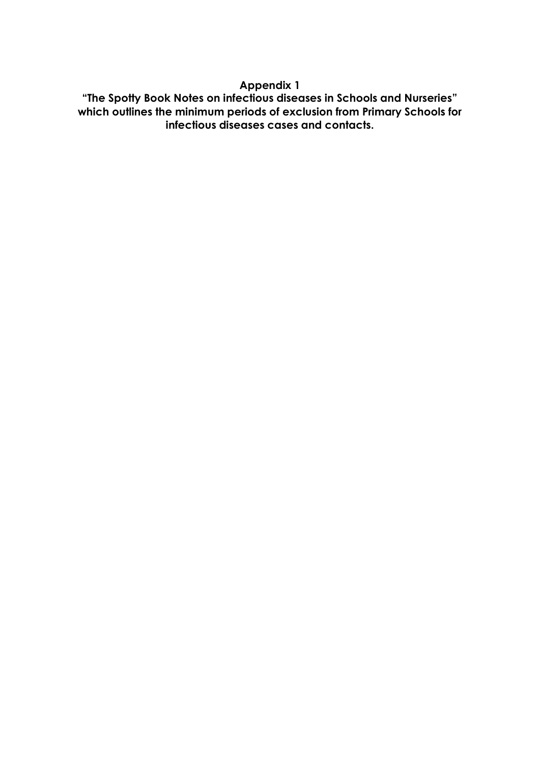# Appendix 1

**"The Spotty Book Notes on infectious diseases in Schools and Nurseries" which outlines the minimum periods of exclusion from Primary Schools for infectious diseases cases and contacts.**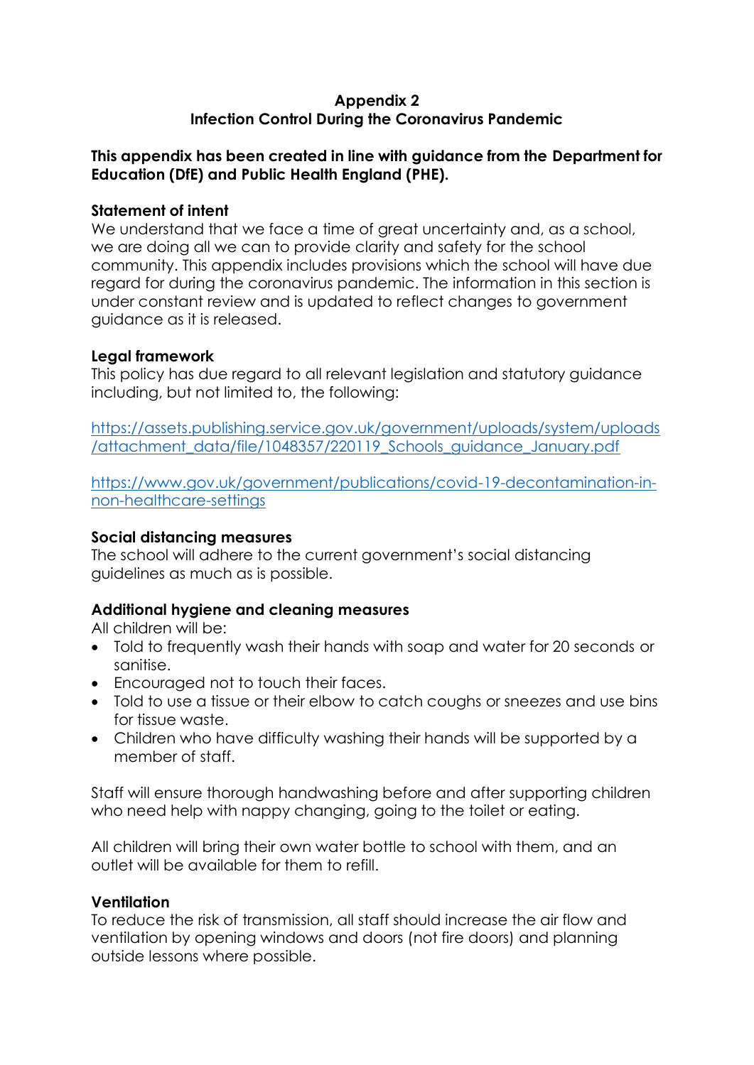## Appendix 2
## Infection Control During the Coronavirus Pandemic

**This appendix has been created in line with guidance from the Department for Education (DfE) and Public Health England (PHE).**

**Statement of intent**
We understand that we face a time of great uncertainty and, as a school, we are doing all we can to provide clarity and safety for the school community. This appendix includes provisions which the school will have due regard for during the coronavirus pandemic. The information in this section is under constant review and is updated to reflect changes to government guidance as it is released.

**Legal framework**
This policy has due regard to all relevant legislation and statutory guidance including, but not limited to, the following:

https://assets.publishing.service.gov.uk/government/uploads/system/uploads/attachment_data/file/1048357/220119_Schools_guidance_January.pdf

https://www.gov.uk/government/publications/covid-19-decontamination-in-non-healthcare-settings

**Social distancing measures**
The school will adhere to the current government's social distancing guidelines as much as is possible.

**Additional hygiene and cleaning measures**
All children will be:

- Told to frequently wash their hands with soap and water for 20 seconds or sanitise.
- Encouraged not to touch their faces.
- Told to use a tissue or their elbow to catch coughs or sneezes and use bins for tissue waste.
- Children who have difficulty washing their hands will be supported by a member of staff.

Staff will ensure thorough handwashing before and after supporting children who need help with nappy changing, going to the toilet or eating.

All children will bring their own water bottle to school with them, and an outlet will be available for them to refill.

**Ventilation**
To reduce the risk of transmission, all staff should increase the air flow and ventilation by opening windows and doors (not fire doors) and planning outside lessons where possible.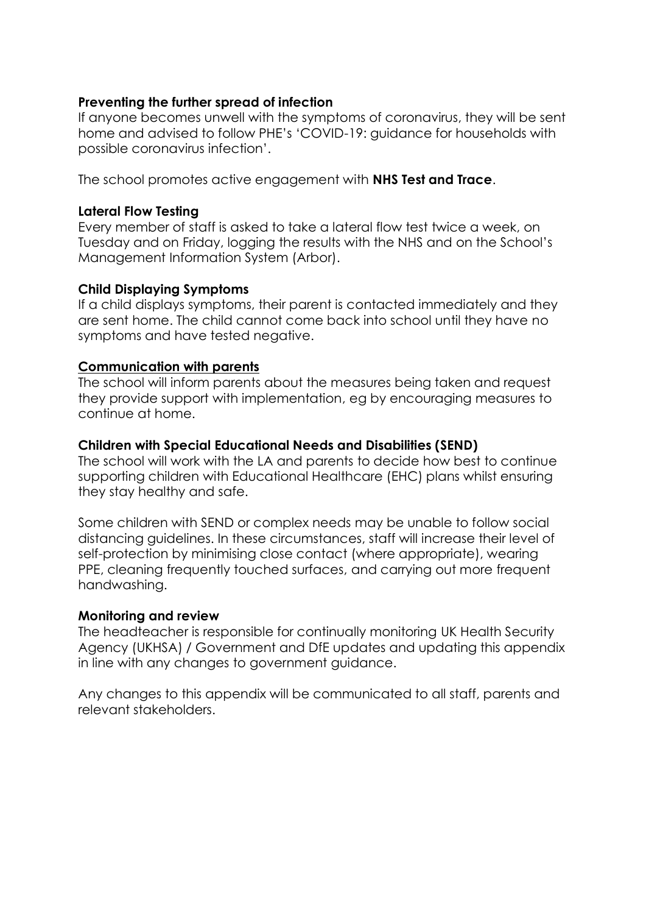**Preventing the further spread of infection**

If anyone becomes unwell with the symptoms of coronavirus, they will be sent home and advised to follow PHE's 'COVID-19: guidance for households with possible coronavirus infection'.

The school promotes active engagement with **NHS Test and Trace**.

**Lateral Flow Testing**

Every member of staff is asked to take a lateral flow test twice a week, on Tuesday and on Friday, logging the results with the NHS and on the School's Management Information System (Arbor).

**Child Displaying Symptoms**

If a child displays symptoms, their parent is contacted immediately and they are sent home. The child cannot come back into school until they have no symptoms and have tested negative.

**Communication with parents**

The school will inform parents about the measures being taken and request they provide support with implementation, eg by encouraging measures to continue at home.

**Children with Special Educational Needs and Disabilities (SEND)**

The school will work with the LA and parents to decide how best to continue supporting children with Educational Healthcare (EHC) plans whilst ensuring they stay healthy and safe.

Some children with SEND or complex needs may be unable to follow social distancing guidelines. In these circumstances, staff will increase their level of self-protection by minimising close contact (where appropriate), wearing PPE, cleaning frequently touched surfaces, and carrying out more frequent handwashing.

**Monitoring and review**

The headteacher is responsible for continually monitoring UK Health Security Agency (UKHSA) / Government and DfE updates and updating this appendix in line with any changes to government guidance.

Any changes to this appendix will be communicated to all staff, parents and relevant stakeholders.